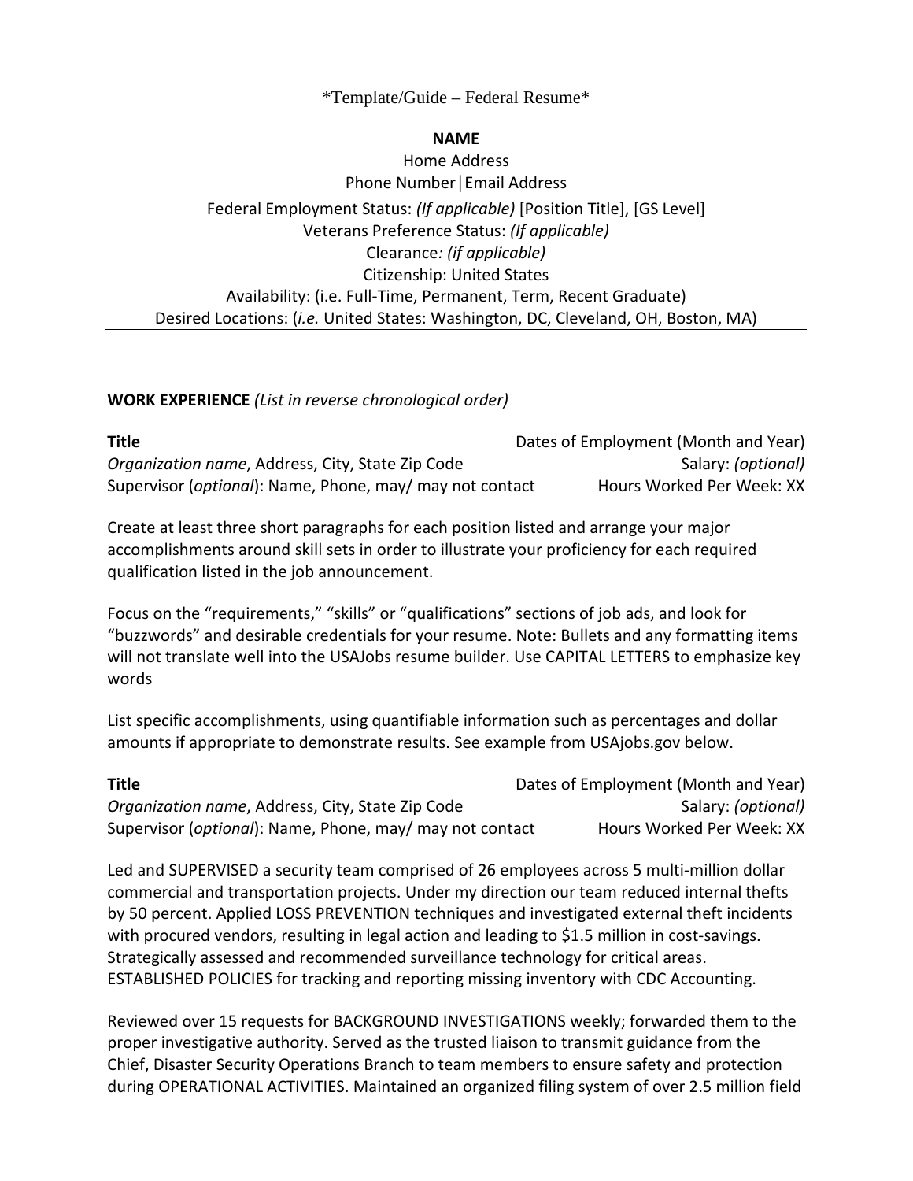\*Template/Guide – Federal Resume\*

**NAME**

Home Address
Phone Number│Email Address
Federal Employment Status: *(If applicable)* [Position Title], [GS Level]
Veterans Preference Status: *(If applicable)*
Clearance*: (if applicable)*
Citizenship: United States
Availability: (i.e. Full-Time, Permanent, Term, Recent Graduate)
Desired Locations: (*i.e.* United States: Washington, DC, Cleveland, OH, Boston, MA)

---

**WORK EXPERIENCE** *(List in reverse chronological order)*

**Title** — Dates of Employment (Month and Year)
*Organization name*, Address, City, State Zip Code — Salary: *(optional)*
Supervisor (*optional*): Name, Phone, may/ may not contact — Hours Worked Per Week: XX

Create at least three short paragraphs for each position listed and arrange your major accomplishments around skill sets in order to illustrate your proficiency for each required qualification listed in the job announcement.

Focus on the "requirements," "skills" or "qualifications" sections of job ads, and look for "buzzwords" and desirable credentials for your resume. Note: Bullets and any formatting items will not translate well into the USAJobs resume builder. Use CAPITAL LETTERS to emphasize key words

List specific accomplishments, using quantifiable information such as percentages and dollar amounts if appropriate to demonstrate results. See example from USAjobs.gov below.

**Title** — Dates of Employment (Month and Year)
*Organization name*, Address, City, State Zip Code — Salary: *(optional)*
Supervisor (*optional*): Name, Phone, may/ may not contact — Hours Worked Per Week: XX

Led and SUPERVISED a security team comprised of 26 employees across 5 multi-million dollar commercial and transportation projects. Under my direction our team reduced internal thefts by 50 percent. Applied LOSS PREVENTION techniques and investigated external theft incidents with procured vendors, resulting in legal action and leading to $1.5 million in cost-savings. Strategically assessed and recommended surveillance technology for critical areas. ESTABLISHED POLICIES for tracking and reporting missing inventory with CDC Accounting.

Reviewed over 15 requests for BACKGROUND INVESTIGATIONS weekly; forwarded them to the proper investigative authority. Served as the trusted liaison to transmit guidance from the Chief, Disaster Security Operations Branch to team members to ensure safety and protection during OPERATIONAL ACTIVITIES. Maintained an organized filing system of over 2.5 million field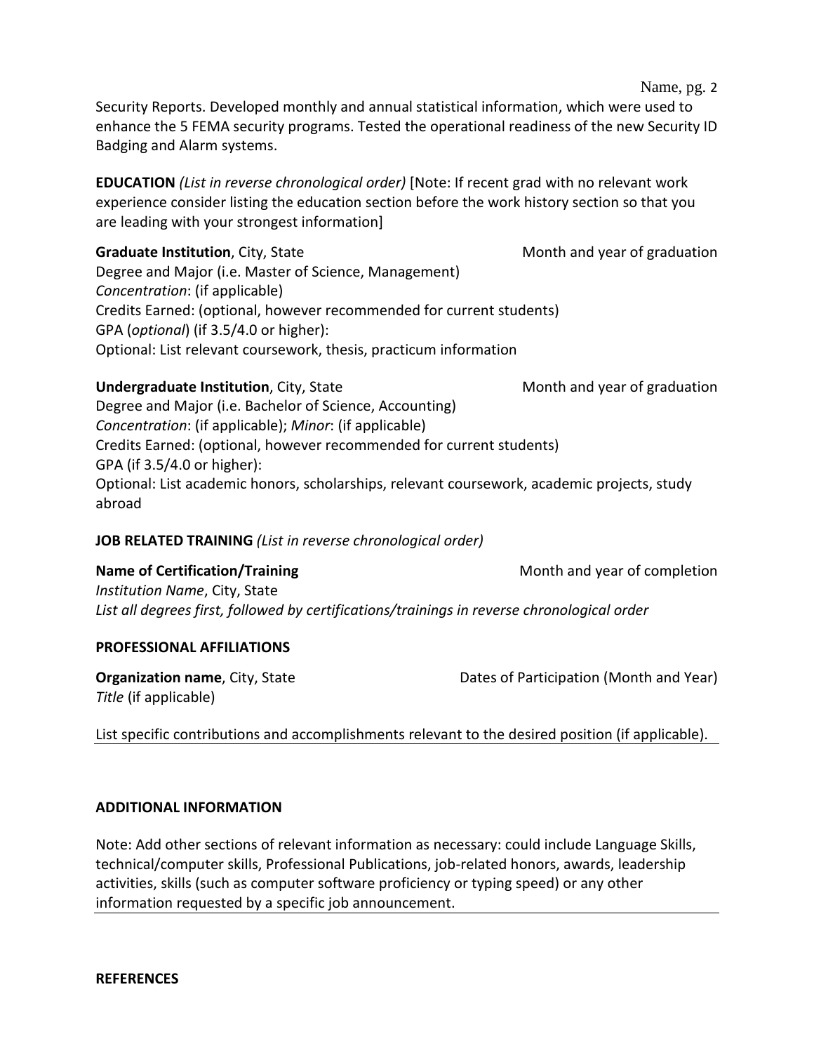Security Reports. Developed monthly and annual statistical information, which were used to enhance the 5 FEMA security programs. Tested the operational readiness of the new Security ID Badging and Alarm systems.

**EDUCATION** *(List in reverse chronological order)* [Note: If recent grad with no relevant work experience consider listing the education section before the work history section so that you are leading with your strongest information]

**Graduate Institution**, City, State — Month and year of graduation
Degree and Major (i.e. Master of Science, Management)
*Concentration*: (if applicable)
Credits Earned: (optional, however recommended for current students)
GPA (*optional*) (if 3.5/4.0 or higher):
Optional: List relevant coursework, thesis, practicum information

**Undergraduate Institution**, City, State — Month and year of graduation
Degree and Major (i.e. Bachelor of Science, Accounting)
*Concentration*: (if applicable); *Minor*: (if applicable)
Credits Earned: (optional, however recommended for current students)
GPA (if 3.5/4.0 or higher):
Optional: List academic honors, scholarships, relevant coursework, academic projects, study abroad

**JOB RELATED TRAINING** *(List in reverse chronological order)*

**Name of Certification/Training** — Month and year of completion
*Institution Name*, City, State
*List all degrees first, followed by certifications/trainings in reverse chronological order*

**PROFESSIONAL AFFILIATIONS**

**Organization name**, City, State — Dates of Participation (Month and Year)
*Title* (if applicable)

List specific contributions and accomplishments relevant to the desired position (if applicable).

**ADDITIONAL INFORMATION**

Note: Add other sections of relevant information as necessary: could include Language Skills, technical/computer skills, Professional Publications, job-related honors, awards, leadership activities, skills (such as computer software proficiency or typing speed) or any other information requested by a specific job announcement.

**REFERENCES**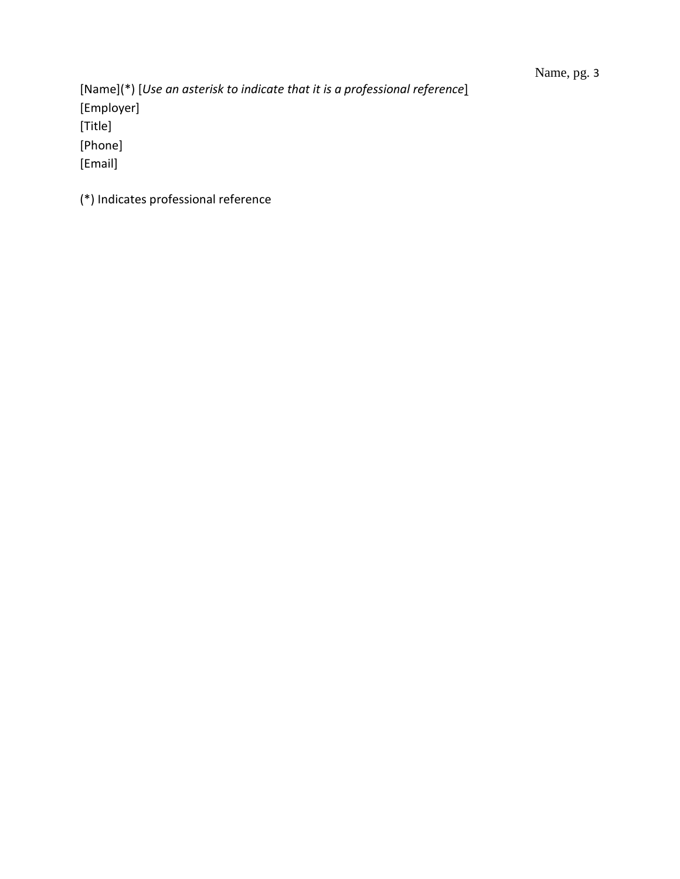[Name](*) [*Use an asterisk to indicate that it is a professional reference*]
[Employer]
[Title]
[Phone]
[Email]

(*) Indicates professional reference